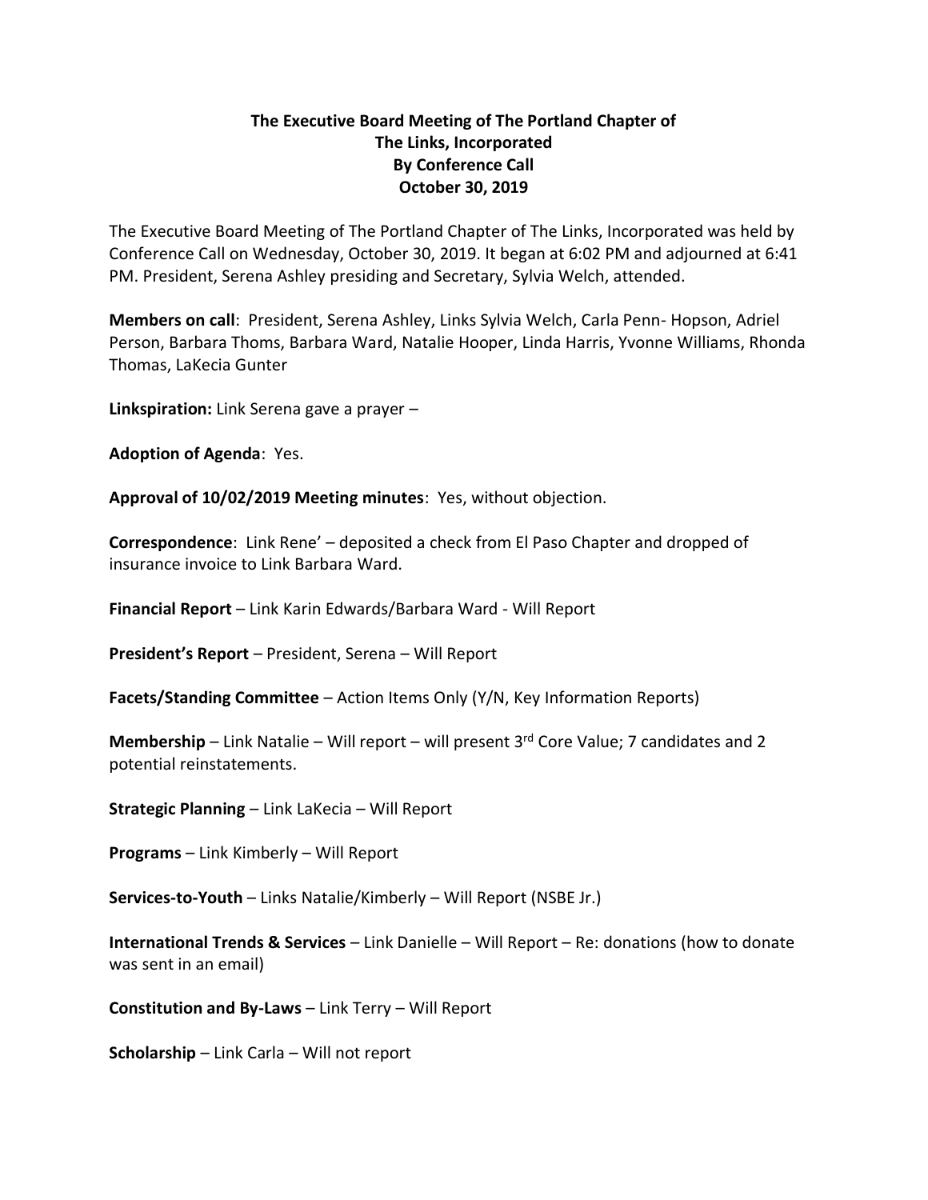# The Executive Board Meeting of The Portland Chapter of The Links, Incorporated
## By Conference Call
## October 30, 2019

The Executive Board Meeting of The Portland Chapter of The Links, Incorporated was held by Conference Call on Wednesday, October 30, 2019. It began at 6:02 PM and adjourned at 6:41 PM. President, Serena Ashley presiding and Secretary, Sylvia Welch, attended.

**Members on call**: President, Serena Ashley, Links Sylvia Welch, Carla Penn- Hopson, Adriel Person, Barbara Thoms, Barbara Ward, Natalie Hooper, Linda Harris, Yvonne Williams, Rhonda Thomas, LaKecia Gunter

**Linkspiration:** Link Serena gave a prayer –

**Adoption of Agenda**: Yes.

**Approval of 10/02/2019 Meeting minutes**: Yes, without objection.

**Correspondence**: Link Rene' – deposited a check from El Paso Chapter and dropped of insurance invoice to Link Barbara Ward.

**Financial Report** – Link Karin Edwards/Barbara Ward - Will Report

**President's Report** – President, Serena – Will Report

**Facets/Standing Committee** – Action Items Only (Y/N, Key Information Reports)

**Membership** – Link Natalie – Will report – will present 3rd Core Value; 7 candidates and 2 potential reinstatements.

**Strategic Planning** – Link LaKecia – Will Report

**Programs** – Link Kimberly – Will Report

**Services-to-Youth** – Links Natalie/Kimberly – Will Report (NSBE Jr.)

**International Trends & Services** – Link Danielle – Will Report – Re: donations (how to donate was sent in an email)

**Constitution and By-Laws** – Link Terry – Will Report

**Scholarship** – Link Carla – Will not report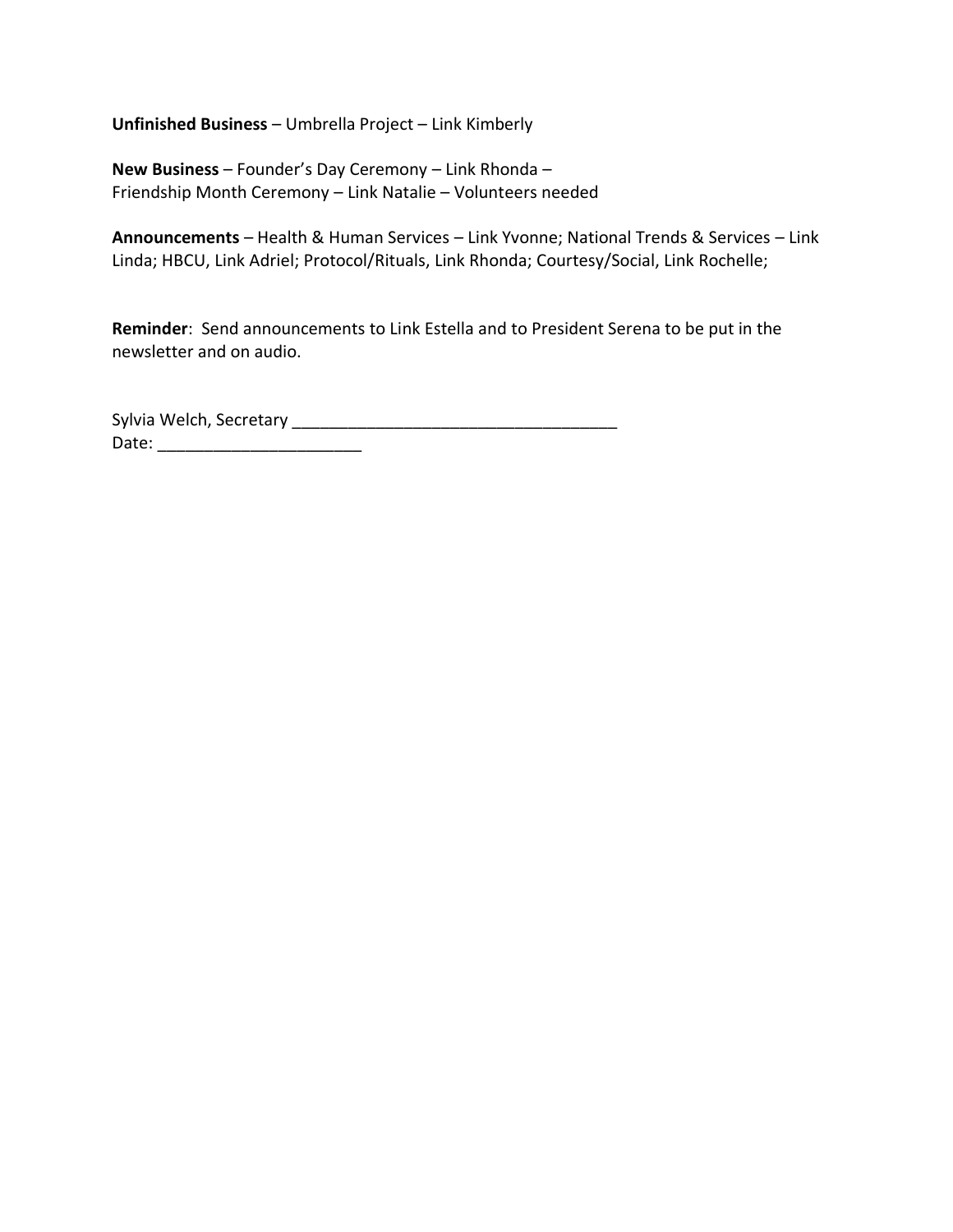**Unfinished Business** – Umbrella Project – Link Kimberly

**New Business** – Founder's Day Ceremony – Link Rhonda –
Friendship Month Ceremony – Link Natalie – Volunteers needed

**Announcements** – Health & Human Services – Link Yvonne; National Trends & Services – Link Linda; HBCU, Link Adriel; Protocol/Rituals, Link Rhonda; Courtesy/Social, Link Rochelle;

**Reminder**: Send announcements to Link Estella and to President Serena to be put in the newsletter and on audio.

Sylvia Welch, Secretary ___________________________________
Date: _____________________